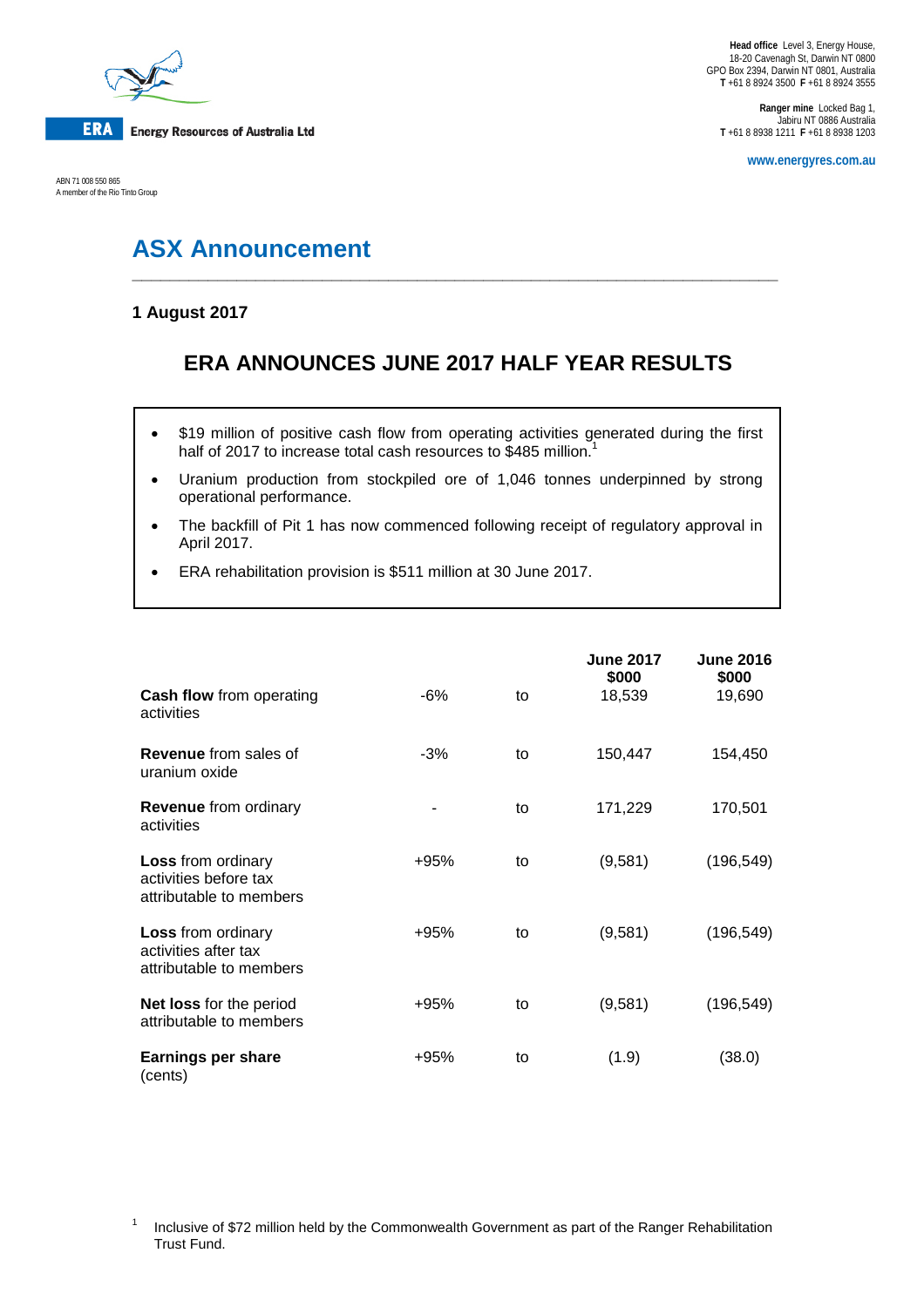**ERA** Energy Resources of Australia Ltd

ABN 71 008 550 865
A member of the Rio Tinto Group

**Head office** Level 3, Energy House, 18-20 Cavenagh St, Darwin NT 0800
GPO Box 2394, Darwin NT 0801, Australia
**T** +61 8 8924 3500 **F** +61 8 8924 3555

**Ranger mine** Locked Bag 1, Jabiru NT 0886 Australia
**T** +61 8 8938 1211 **F** +61 8 8938 1203

www.energyres.com.au

# ASX Announcement

**1 August 2017**

## ERA ANNOUNCES JUNE 2017 HALF YEAR RESULTS

- $19 million of positive cash flow from operating activities generated during the first half of 2017 to increase total cash resources to $485 million.[1]
- Uranium production from stockpiled ore of 1,046 tonnes underpinned by strong operational performance.
- The backfill of Pit 1 has now commenced following receipt of regulatory approval in April 2017.
- ERA rehabilitation provision is $511 million at 30 June 2017.

| | | | June 2017 $000 | June 2016 $000 |
|---|---|---|---|---|
| **Cash flow** from operating activities | -6% | to | 18,539 | 19,690 |
| **Revenue** from sales of uranium oxide | -3% | to | 150,447 | 154,450 |
| **Revenue** from ordinary activities | - | to | 171,229 | 170,501 |
| **Loss** from ordinary activities before tax attributable to members | +95% | to | (9,581) | (196,549) |
| **Loss** from ordinary activities after tax attributable to members | +95% | to | (9,581) | (196,549) |
| **Net loss** for the period attributable to members | +95% | to | (9,581) | (196,549) |
| **Earnings per share** (cents) | +95% | to | (1.9) | (38.0) |

[1] Inclusive of $72 million held by the Commonwealth Government as part of the Ranger Rehabilitation Trust Fund.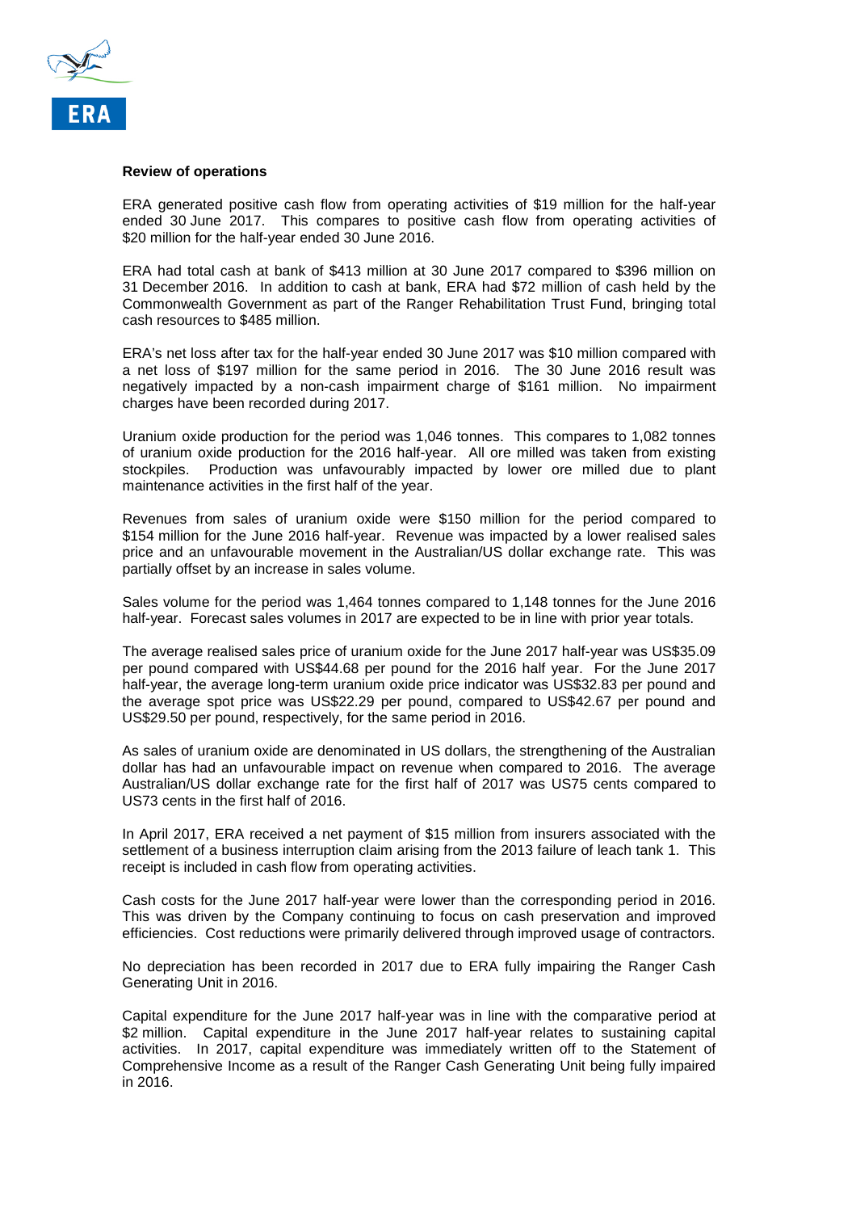**Review of operations**

ERA generated positive cash flow from operating activities of $19 million for the half-year ended 30 June 2017. This compares to positive cash flow from operating activities of $20 million for the half-year ended 30 June 2016.

ERA had total cash at bank of $413 million at 30 June 2017 compared to $396 million on 31 December 2016. In addition to cash at bank, ERA had $72 million of cash held by the Commonwealth Government as part of the Ranger Rehabilitation Trust Fund, bringing total cash resources to $485 million.

ERA's net loss after tax for the half-year ended 30 June 2017 was $10 million compared with a net loss of $197 million for the same period in 2016. The 30 June 2016 result was negatively impacted by a non-cash impairment charge of $161 million. No impairment charges have been recorded during 2017.

Uranium oxide production for the period was 1,046 tonnes. This compares to 1,082 tonnes of uranium oxide production for the 2016 half-year. All ore milled was taken from existing stockpiles. Production was unfavourably impacted by lower ore milled due to plant maintenance activities in the first half of the year.

Revenues from sales of uranium oxide were $150 million for the period compared to $154 million for the June 2016 half-year. Revenue was impacted by a lower realised sales price and an unfavourable movement in the Australian/US dollar exchange rate. This was partially offset by an increase in sales volume.

Sales volume for the period was 1,464 tonnes compared to 1,148 tonnes for the June 2016 half-year. Forecast sales volumes in 2017 are expected to be in line with prior year totals.

The average realised sales price of uranium oxide for the June 2017 half-year was US$35.09 per pound compared with US$44.68 per pound for the 2016 half year. For the June 2017 half-year, the average long-term uranium oxide price indicator was US$32.83 per pound and the average spot price was US$22.29 per pound, compared to US$42.67 per pound and US$29.50 per pound, respectively, for the same period in 2016.

As sales of uranium oxide are denominated in US dollars, the strengthening of the Australian dollar has had an unfavourable impact on revenue when compared to 2016. The average Australian/US dollar exchange rate for the first half of 2017 was US75 cents compared to US73 cents in the first half of 2016.

In April 2017, ERA received a net payment of $15 million from insurers associated with the settlement of a business interruption claim arising from the 2013 failure of leach tank 1. This receipt is included in cash flow from operating activities.

Cash costs for the June 2017 half-year were lower than the corresponding period in 2016. This was driven by the Company continuing to focus on cash preservation and improved efficiencies. Cost reductions were primarily delivered through improved usage of contractors.

No depreciation has been recorded in 2017 due to ERA fully impairing the Ranger Cash Generating Unit in 2016.

Capital expenditure for the June 2017 half-year was in line with the comparative period at $2 million. Capital expenditure in the June 2017 half-year relates to sustaining capital activities. In 2017, capital expenditure was immediately written off to the Statement of Comprehensive Income as a result of the Ranger Cash Generating Unit being fully impaired in 2016.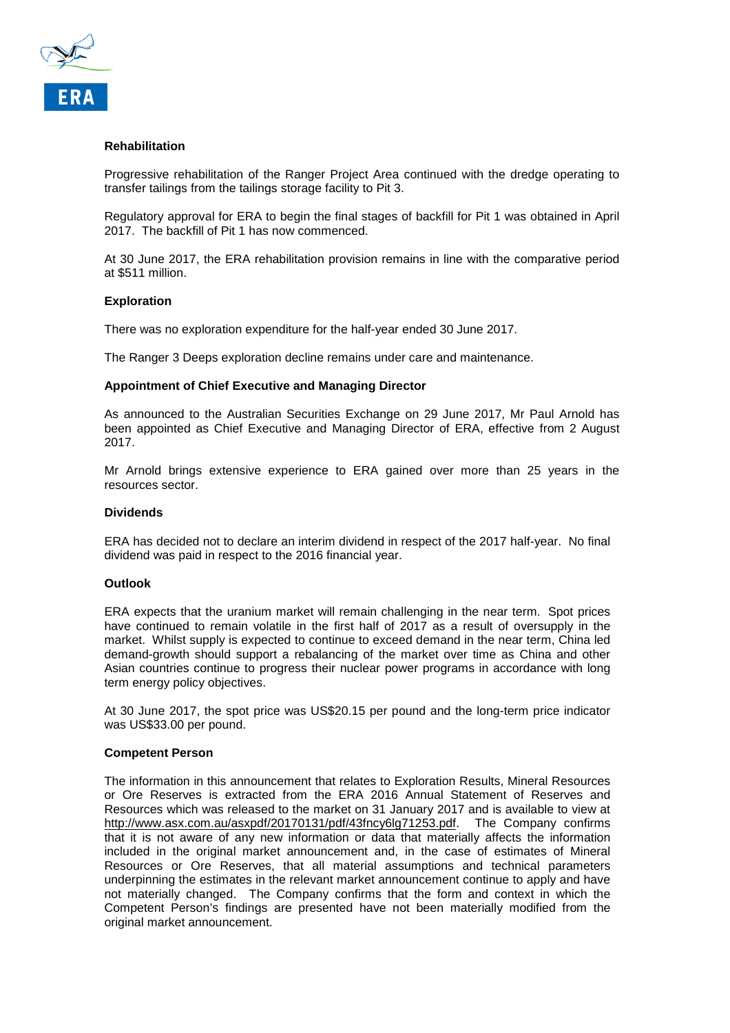## Rehabilitation

Progressive rehabilitation of the Ranger Project Area continued with the dredge operating to transfer tailings from the tailings storage facility to Pit 3.

Regulatory approval for ERA to begin the final stages of backfill for Pit 1 was obtained in April 2017. The backfill of Pit 1 has now commenced.

At 30 June 2017, the ERA rehabilitation provision remains in line with the comparative period at $511 million.

## Exploration

There was no exploration expenditure for the half-year ended 30 June 2017.

The Ranger 3 Deeps exploration decline remains under care and maintenance.

## Appointment of Chief Executive and Managing Director

As announced to the Australian Securities Exchange on 29 June 2017, Mr Paul Arnold has been appointed as Chief Executive and Managing Director of ERA, effective from 2 August 2017.

Mr Arnold brings extensive experience to ERA gained over more than 25 years in the resources sector.

## Dividends

ERA has decided not to declare an interim dividend in respect of the 2017 half-year. No final dividend was paid in respect to the 2016 financial year.

## Outlook

ERA expects that the uranium market will remain challenging in the near term. Spot prices have continued to remain volatile in the first half of 2017 as a result of oversupply in the market. Whilst supply is expected to continue to exceed demand in the near term, China led demand-growth should support a rebalancing of the market over time as China and other Asian countries continue to progress their nuclear power programs in accordance with long term energy policy objectives.

At 30 June 2017, the spot price was US$20.15 per pound and the long-term price indicator was US$33.00 per pound.

## Competent Person

The information in this announcement that relates to Exploration Results, Mineral Resources or Ore Reserves is extracted from the ERA 2016 Annual Statement of Reserves and Resources which was released to the market on 31 January 2017 and is available to view at http://www.asx.com.au/asxpdf/20170131/pdf/43fncy6lg71253.pdf. The Company confirms that it is not aware of any new information or data that materially affects the information included in the original market announcement and, in the case of estimates of Mineral Resources or Ore Reserves, that all material assumptions and technical parameters underpinning the estimates in the relevant market announcement continue to apply and have not materially changed. The Company confirms that the form and context in which the Competent Person's findings are presented have not been materially modified from the original market announcement.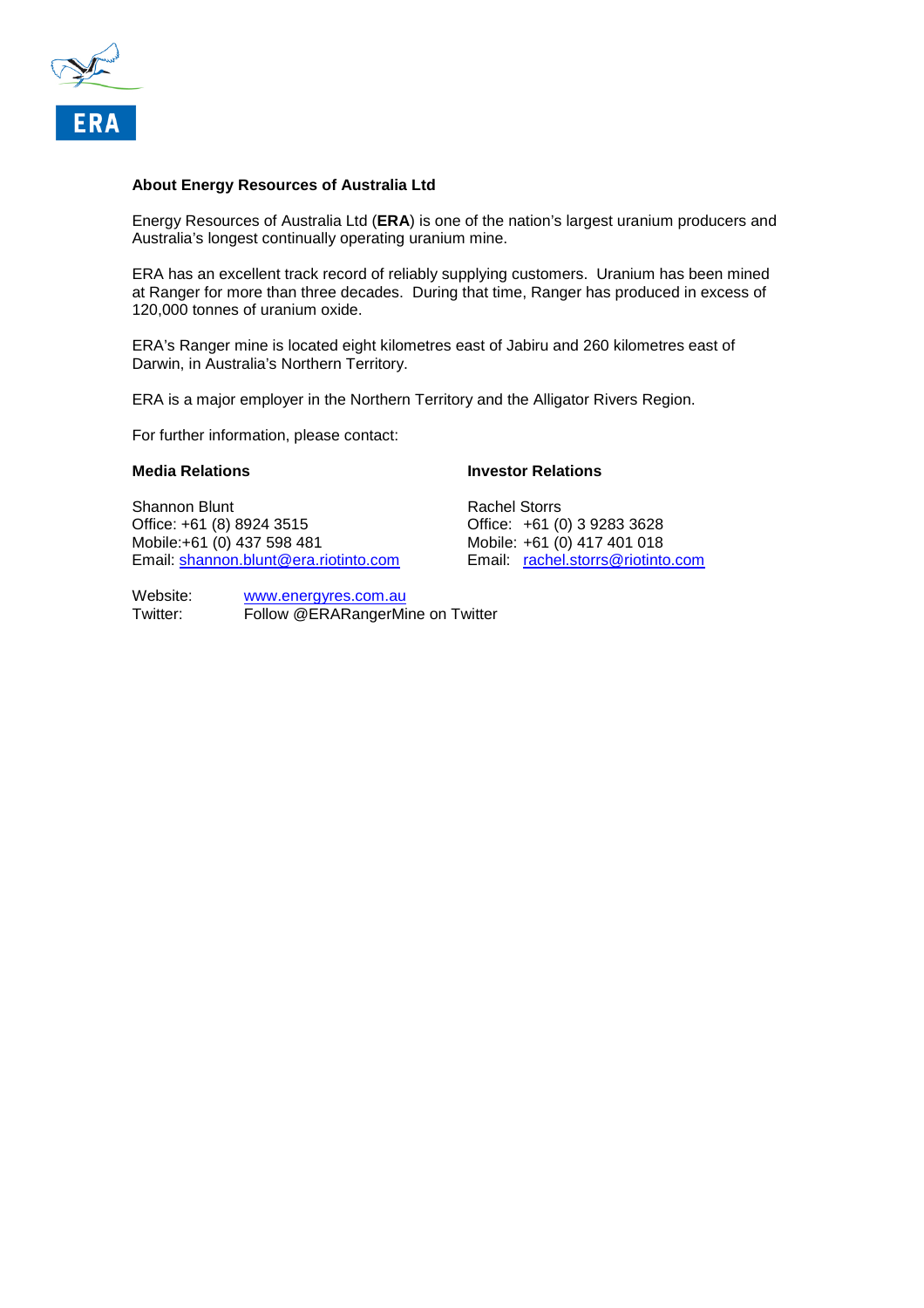**About Energy Resources of Australia Ltd**

Energy Resources of Australia Ltd (**ERA**) is one of the nation's largest uranium producers and Australia's longest continually operating uranium mine.

ERA has an excellent track record of reliably supplying customers. Uranium has been mined at Ranger for more than three decades. During that time, Ranger has produced in excess of 120,000 tonnes of uranium oxide.

ERA's Ranger mine is located eight kilometres east of Jabiru and 260 kilometres east of Darwin, in Australia's Northern Territory.

ERA is a major employer in the Northern Territory and the Alligator Rivers Region.

For further information, please contact:

**Media Relations**

Shannon Blunt
Office: +61 (8) 8924 3515
Mobile:+61 (0) 437 598 481
Email: shannon.blunt@era.riotinto.com

**Investor Relations**

Rachel Storrs
Office: +61 (0) 3 9283 3628
Mobile: +61 (0) 417 401 018
Email: rachel.storrs@riotinto.com

Website: www.energyres.com.au
Twitter: Follow @ERARangerMine on Twitter